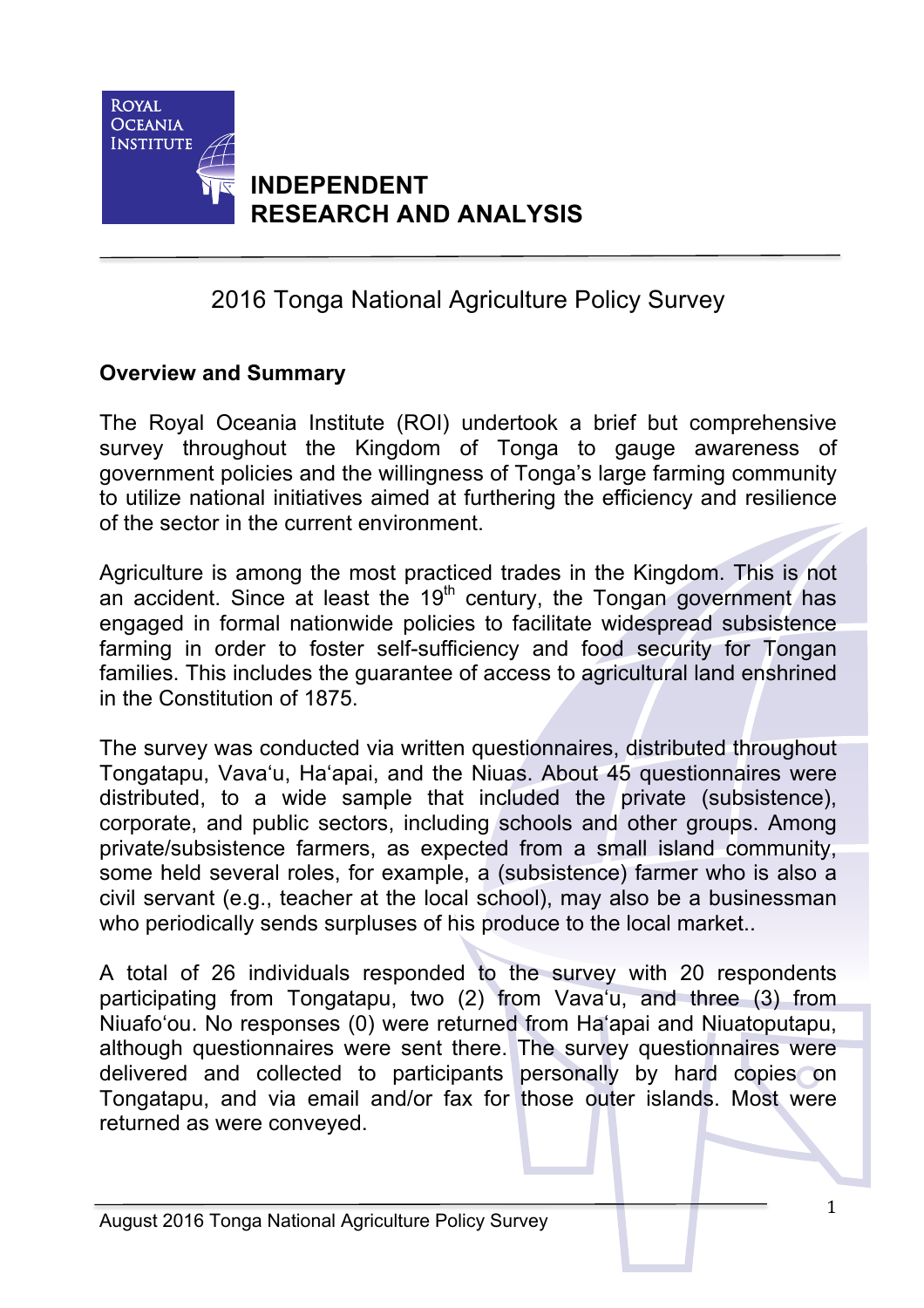**ROYAL OCEANIA INSTITUTE**

**INDEPENDENT RESEARCH AND ANALYSIS**

# 2016 Tonga National Agriculture Policy Survey

## Overview and Summary

The Royal Oceania Institute (ROI) undertook a brief but comprehensive survey throughout the Kingdom of Tonga to gauge awareness of government policies and the willingness of Tonga's large farming community to utilize national initiatives aimed at furthering the efficiency and resilience of the sector in the current environment.

Agriculture is among the most practiced trades in the Kingdom. This is not an accident. Since at least the 19th century, the Tongan government has engaged in formal nationwide policies to facilitate widespread subsistence farming in order to foster self-sufficiency and food security for Tongan families. This includes the guarantee of access to agricultural land enshrined in the Constitution of 1875.

The survey was conducted via written questionnaires, distributed throughout Tongatapu, Vava'u, Ha'apai, and the Niuas. About 45 questionnaires were distributed, to a wide sample that included the private (subsistence), corporate, and public sectors, including schools and other groups. Among private/subsistence farmers, as expected from a small island community, some held several roles, for example, a (subsistence) farmer who is also a civil servant (e.g., teacher at the local school), may also be a businessman who periodically sends surpluses of his produce to the local market..

A total of 26 individuals responded to the survey with 20 respondents participating from Tongatapu, two (2) from Vava'u, and three (3) from Niuafo'ou. No responses (0) were returned from Ha'apai and Niuatoputapu, although questionnaires were sent there. The survey questionnaires were delivered and collected to participants personally by hard copies on Tongatapu, and via email and/or fax for those outer islands. Most were returned as were conveyed.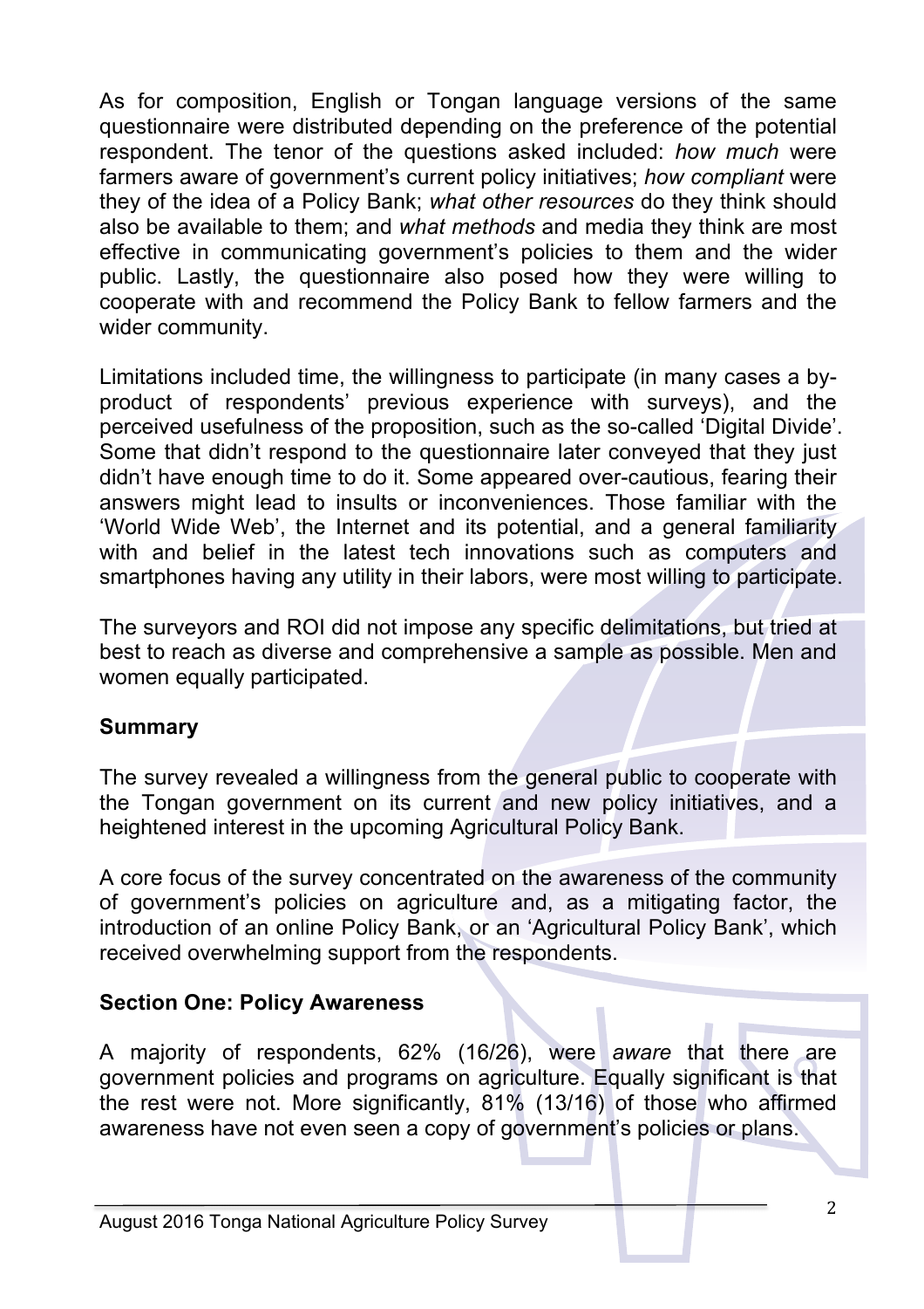As for composition, English or Tongan language versions of the same questionnaire were distributed depending on the preference of the potential respondent. The tenor of the questions asked included: *how much* were farmers aware of government's current policy initiatives; *how compliant* were they of the idea of a Policy Bank; *what other resources* do they think should also be available to them; and *what methods* and media they think are most effective in communicating government's policies to them and the wider public. Lastly, the questionnaire also posed how they were willing to cooperate with and recommend the Policy Bank to fellow farmers and the wider community.

Limitations included time, the willingness to participate (in many cases a by-product of respondents' previous experience with surveys), and the perceived usefulness of the proposition, such as the so-called 'Digital Divide'. Some that didn't respond to the questionnaire later conveyed that they just didn't have enough time to do it. Some appeared over-cautious, fearing their answers might lead to insults or inconveniences. Those familiar with the 'World Wide Web', the Internet and its potential, and a general familiarity with and belief in the latest tech innovations such as computers and smartphones having any utility in their labors, were most willing to participate.

The surveyors and ROI did not impose any specific delimitations, but tried at best to reach as diverse and comprehensive a sample as possible. Men and women equally participated.

## Summary

The survey revealed a willingness from the general public to cooperate with the Tongan government on its current and new policy initiatives, and a heightened interest in the upcoming Agricultural Policy Bank.

A core focus of the survey concentrated on the awareness of the community of government's policies on agriculture and, as a mitigating factor, the introduction of an online Policy Bank, or an 'Agricultural Policy Bank', which received overwhelming support from the respondents.

## Section One: Policy Awareness

A majority of respondents, 62% (16/26), were *aware* that there are government policies and programs on agriculture. Equally significant is that the rest were not. More significantly, 81% (13/16) of those who affirmed awareness have not even seen a copy of government's policies or plans.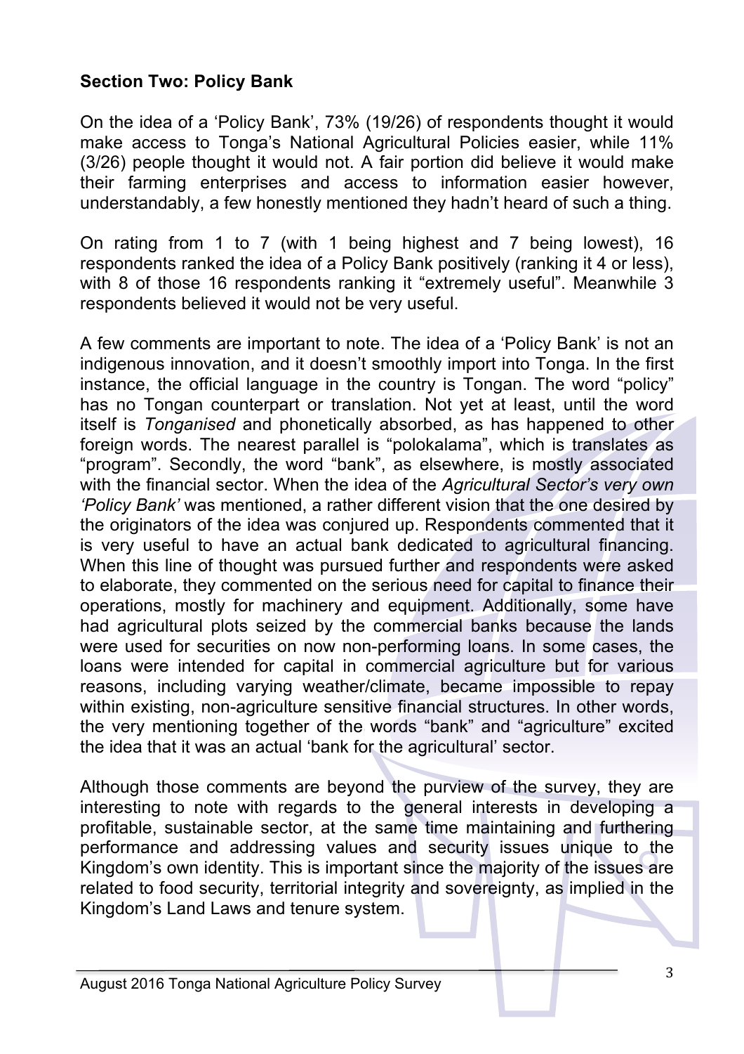**Section Two: Policy Bank**

On the idea of a 'Policy Bank', 73% (19/26) of respondents thought it would make access to Tonga's National Agricultural Policies easier, while 11% (3/26) people thought it would not. A fair portion did believe it would make their farming enterprises and access to information easier however, understandably, a few honestly mentioned they hadn't heard of such a thing.

On rating from 1 to 7 (with 1 being highest and 7 being lowest), 16 respondents ranked the idea of a Policy Bank positively (ranking it 4 or less), with 8 of those 16 respondents ranking it "extremely useful". Meanwhile 3 respondents believed it would not be very useful.

A few comments are important to note. The idea of a 'Policy Bank' is not an indigenous innovation, and it doesn't smoothly import into Tonga. In the first instance, the official language in the country is Tongan. The word "policy" has no Tongan counterpart or translation. Not yet at least, until the word itself is *Tonganised* and phonetically absorbed, as has happened to other foreign words. The nearest parallel is "polokalama", which is translates as "program". Secondly, the word "bank", as elsewhere, is mostly associated with the financial sector. When the idea of the *Agricultural Sector's very own 'Policy Bank'* was mentioned, a rather different vision that the one desired by the originators of the idea was conjured up. Respondents commented that it is very useful to have an actual bank dedicated to agricultural financing. When this line of thought was pursued further and respondents were asked to elaborate, they commented on the serious need for capital to finance their operations, mostly for machinery and equipment. Additionally, some have had agricultural plots seized by the commercial banks because the lands were used for securities on now non-performing loans. In some cases, the loans were intended for capital in commercial agriculture but for various reasons, including varying weather/climate, became impossible to repay within existing, non-agriculture sensitive financial structures. In other words, the very mentioning together of the words "bank" and "agriculture" excited the idea that it was an actual 'bank for the agricultural' sector.

Although those comments are beyond the purview of the survey, they are interesting to note with regards to the general interests in developing a profitable, sustainable sector, at the same time maintaining and furthering performance and addressing values and security issues unique to the Kingdom's own identity. This is important since the majority of the issues are related to food security, territorial integrity and sovereignty, as implied in the Kingdom's Land Laws and tenure system.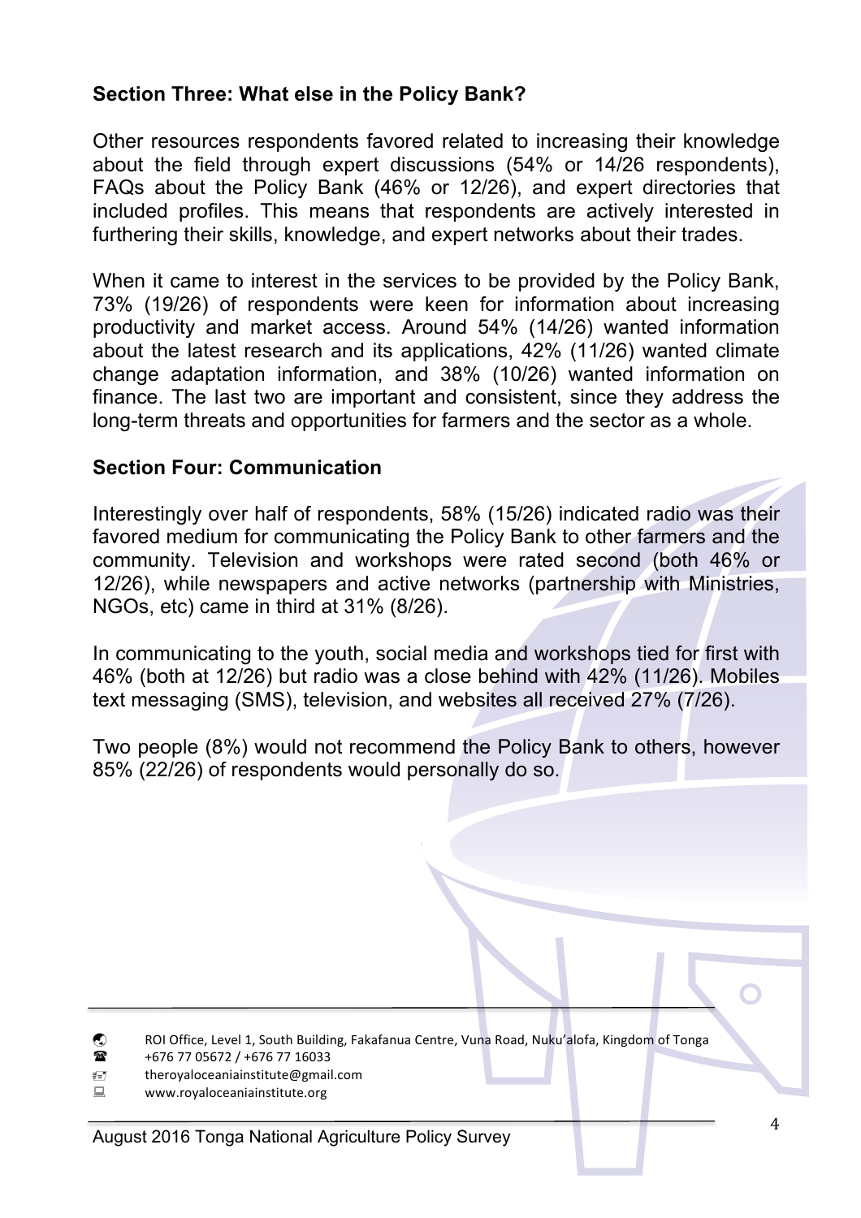**Section Three: What else in the Policy Bank?**

Other resources respondents favored related to increasing their knowledge about the field through expert discussions (54% or 14/26 respondents), FAQs about the Policy Bank (46% or 12/26), and expert directories that included profiles. This means that respondents are actively interested in furthering their skills, knowledge, and expert networks about their trades.

When it came to interest in the services to be provided by the Policy Bank, 73% (19/26) of respondents were keen for information about increasing productivity and market access. Around 54% (14/26) wanted information about the latest research and its applications, 42% (11/26) wanted climate change adaptation information, and 38% (10/26) wanted information on finance. The last two are important and consistent, since they address the long-term threats and opportunities for farmers and the sector as a whole.

**Section Four: Communication**

Interestingly over half of respondents, 58% (15/26) indicated radio was their favored medium for communicating the Policy Bank to other farmers and the community. Television and workshops were rated second (both 46% or 12/26), while newspapers and active networks (partnership with Ministries, NGOs, etc) came in third at 31% (8/26).

In communicating to the youth, social media and workshops tied for first with 46% (both at 12/26) but radio was a close behind with 42% (11/26). Mobiles text messaging (SMS), television, and websites all received 27% (7/26).

Two people (8%) would not recommend the Policy Bank to others, however 85% (22/26) of respondents would personally do so.

ROI Office, Level 1, South Building, Fakafanua Centre, Vuna Road, Nuku'alofa, Kingdom of Tonga
+676 77 05672 / +676 77 16033
theroyaloceaniainstitute@gmail.com
www.royaloceaniainstitute.org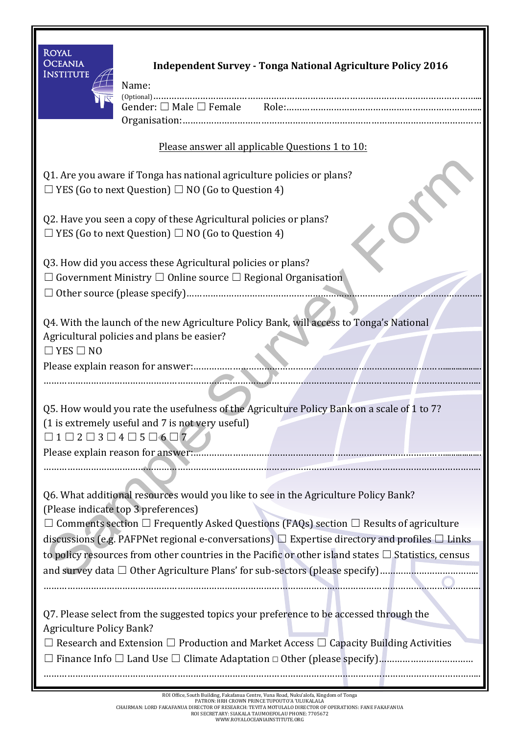ROYAL OCEANIA INSTITUTE

**Independent Survey - Tonga National Agriculture Policy 2016**

Name: (Optional)……………………………………………………………………………………………………

Gender: ☐ Male ☐ Female Role:………………………………………………………………

Organisation:……………………………………………………………………………………………………

Please answer all applicable Questions 1 to 10:

Q1. Are you aware if Tonga has national agriculture policies or plans?
☐ YES (Go to next Question) ☐ NO (Go to Question 4)

Q2. Have you seen a copy of these Agricultural policies or plans?
☐ YES (Go to next Question) ☐ NO (Go to Question 4)

Q3. How did you access these Agricultural policies or plans?
☐ Government Ministry ☐ Online source ☐ Regional Organisation
☐ Other source (please specify)……………………………………………………………………………………

Q4. With the launch of the new Agriculture Policy Bank, will access to Tonga's National Agricultural policies and plans be easier?
☐ YES ☐ NO
Please explain reason for answer:……………………………………………………………………………………
…………………………………………………………………………………………………………………………………

Q5. How would you rate the usefulness of the Agriculture Policy Bank on a scale of 1 to 7?
(1 is extremely useful and 7 is not very useful)
☐ 1 ☐ 2 ☐ 3 ☐ 4 ☐ 5 ☐ 6 ☐ 7
Please explain reason for answer:……………………………………………………………………………………
…………………………………………………………………………………………………………………………………

Q6. What additional resources would you like to see in the Agriculture Policy Bank?
(Please indicate top 3 preferences)
☐ Comments section ☐ Frequently Asked Questions (FAQs) section ☐ Results of agriculture discussions (e.g. PAFPNet regional e-conversations) ☐ Expertise directory and profiles ☐ Links to policy resources from other countries in the Pacific or other island states ☐ Statistics, census and survey data ☐ Other Agriculture Plans' for sub-sectors (please specify)………………………………
…………………………………………………………………………………………………………………………………

Q7. Please select from the suggested topics your preference to be accessed through the Agriculture Policy Bank?
☐ Research and Extension ☐ Production and Market Access ☐ Capacity Building Activities
☐ Finance Info ☐ Land Use ☐ Climate Adaptation ☐ Other (please specify)……………………………
…………………………………………………………………………………………………………………………………

Sample Survey Form

ROI Office, South Building, Fakafanua Centre, Vuna Road, Nuku'alofa, Kingdom of Tonga
PATRON: HRH CROWN PRINCE TUPOUTO'A 'ULUKALALA
CHAIRMAN: LORD FAKAFANUA DIRECTOR OF RESEARCH: TEVITA MOTULALO DIRECTOR OF OPERATIONS: FANE FAKAFANUA
ROI SECRETARY: SIAKALA TAUMOEFOLAU PHONE: 7705672
WWW.ROYALOCEANIAINSTITUTE.ORG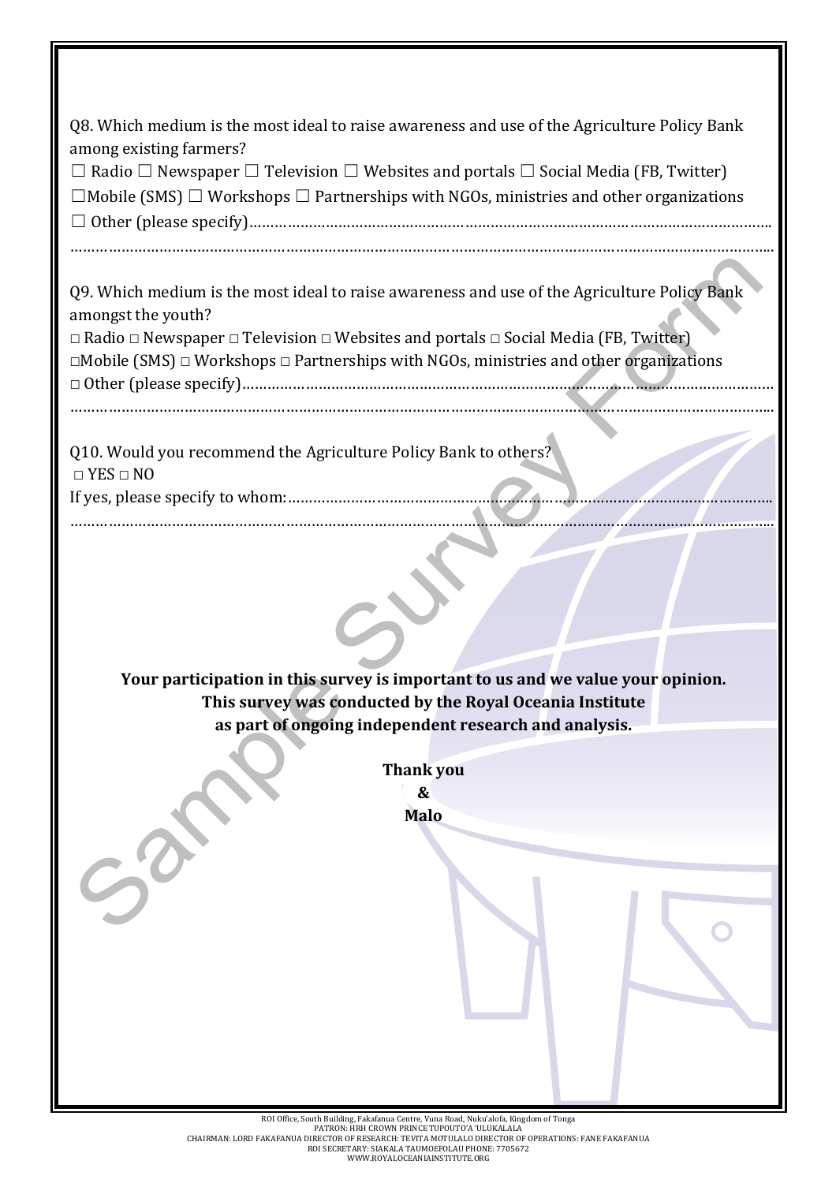Q8. Which medium is the most ideal to raise awareness and use of the Agriculture Policy Bank among existing farmers?

☐ Radio ☐ Newspaper ☐ Television ☐ Websites and portals ☐ Social Media (FB, Twitter) ☐Mobile (SMS) ☐ Workshops ☐ Partnerships with NGOs, ministries and other organizations ☐ Other (please specify)……………………………………………………………………………………………………………

……………………………………………………………………………………………………………………………………………

Q9. Which medium is the most ideal to raise awareness and use of the Agriculture Policy Bank amongst the youth?

□ Radio □ Newspaper □ Television □ Websites and portals □ Social Media (FB, Twitter) □Mobile (SMS) □ Workshops □ Partnerships with NGOs, ministries and other organizations □ Other (please specify)……………………………………………………………………………………………………………

……………………………………………………………………………………………………………………………………………

Q10. Would you recommend the Agriculture Policy Bank to others?

□ YES □ NO

If yes, please specify to whom:……………………………………………………………………………………………………

……………………………………………………………………………………………………………………………………………

**Your participation in this survey is important to us and we value your opinion.**
**This survey was conducted by the Royal Oceania Institute**
**as part of ongoing independent research and analysis.**

**Thank you**
**&**
**Malo**

Sample Survey Form

ROI Office, South Building, Fakafanua Centre, Vuna Road, Nuku'alofa, Kingdom of Tonga
PATRON: HRH CROWN PRINCE TUPOUTO'A 'ULUKALALA
CHAIRMAN: LORD FAKAFANUA DIRECTOR OF RESEARCH: TEVITA MOTULALO DIRECTOR OF OPERATIONS: FANE FAKAFANUA
ROI SECRETARY: SIAKALA TAUMOEFOLAU PHONE: 7705672
WWW.ROYALOCEANIAINSTITUTE.ORG